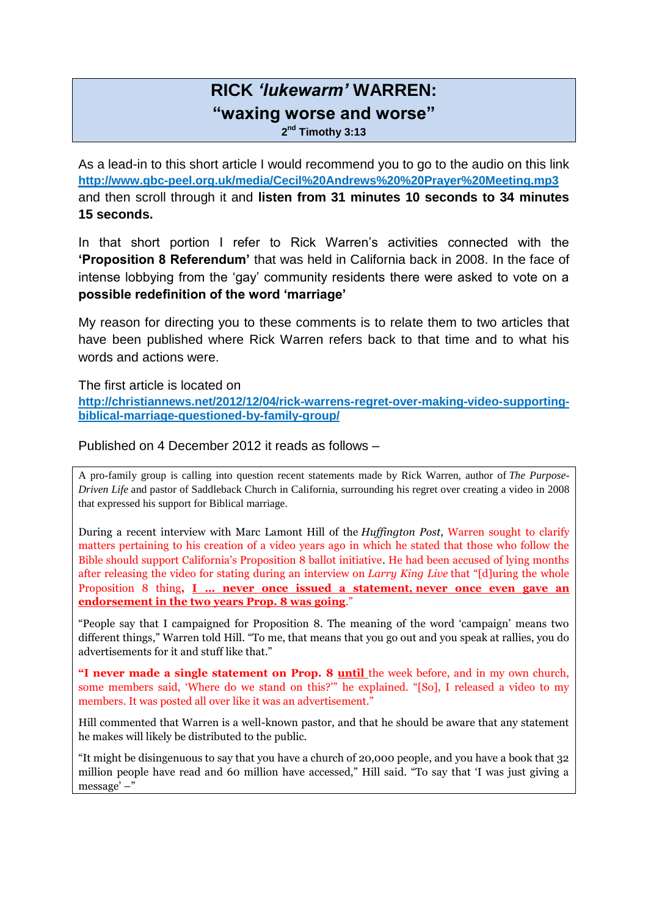# RICK *'lukewarm'* WARREN: "waxing worse and worse"

**2nd Timothy 3:13**

As a lead-in to this short article I would recommend you to go to the audio on this link **http://www.gbc-peel.org.uk/media/Cecil%20Andrews%20Prayer%20Meeting.mp3** and then scroll through it and **listen from 31 minutes 10 seconds to 34 minutes 15 seconds.**

In that short portion I refer to Rick Warren's activities connected with the **'Proposition 8 Referendum'** that was held in California back in 2008. In the face of intense lobbying from the 'gay' community residents there were asked to vote on a **possible redefinition of the word 'marriage'**

My reason for directing you to these comments is to relate them to two articles that have been published where Rick Warren refers back to that time and to what his words and actions were.

The first article is located on **http://christiannews.net/2012/12/04/rick-warrens-regret-over-making-video-supporting-biblical-marriage-questioned-by-family-group/**

Published on 4 December 2012 it reads as follows –

> A pro-family group is calling into question recent statements made by Rick Warren, author of *The Purpose-Driven Life* and pastor of Saddleback Church in California, surrounding his regret over creating a video in 2008 that expressed his support for Biblical marriage.
>
> During a recent interview with Marc Lamont Hill of the *Huffington Post*, Warren sought to clarify matters pertaining to his creation of a video years ago in which he stated that those who follow the Bible should support California's Proposition 8 ballot initiative. He had been accused of lying months after releasing the video for stating during an interview on *Larry King Live* that "[d]uring the whole Proposition 8 thing, **I … never once issued a statement, never once even gave an endorsement in the two years Prop. 8 was going**."
>
> "People say that I campaigned for Proposition 8. The meaning of the word 'campaign' means two different things," Warren told Hill. "To me, that means that you go out and you speak at rallies, you do advertisements for it and stuff like that."
>
> **"I never made a single statement on Prop. 8 until** the week before, and in my own church, some members said, 'Where do we stand on this?'" he explained. "[So], I released a video to my members. It was posted all over like it was an advertisement."
>
> Hill commented that Warren is a well-known pastor, and that he should be aware that any statement he makes will likely be distributed to the public.
>
> "It might be disingenuous to say that you have a church of 20,000 people, and you have a book that 32 million people have read and 60 million have accessed," Hill said. "To say that 'I was just giving a message' –"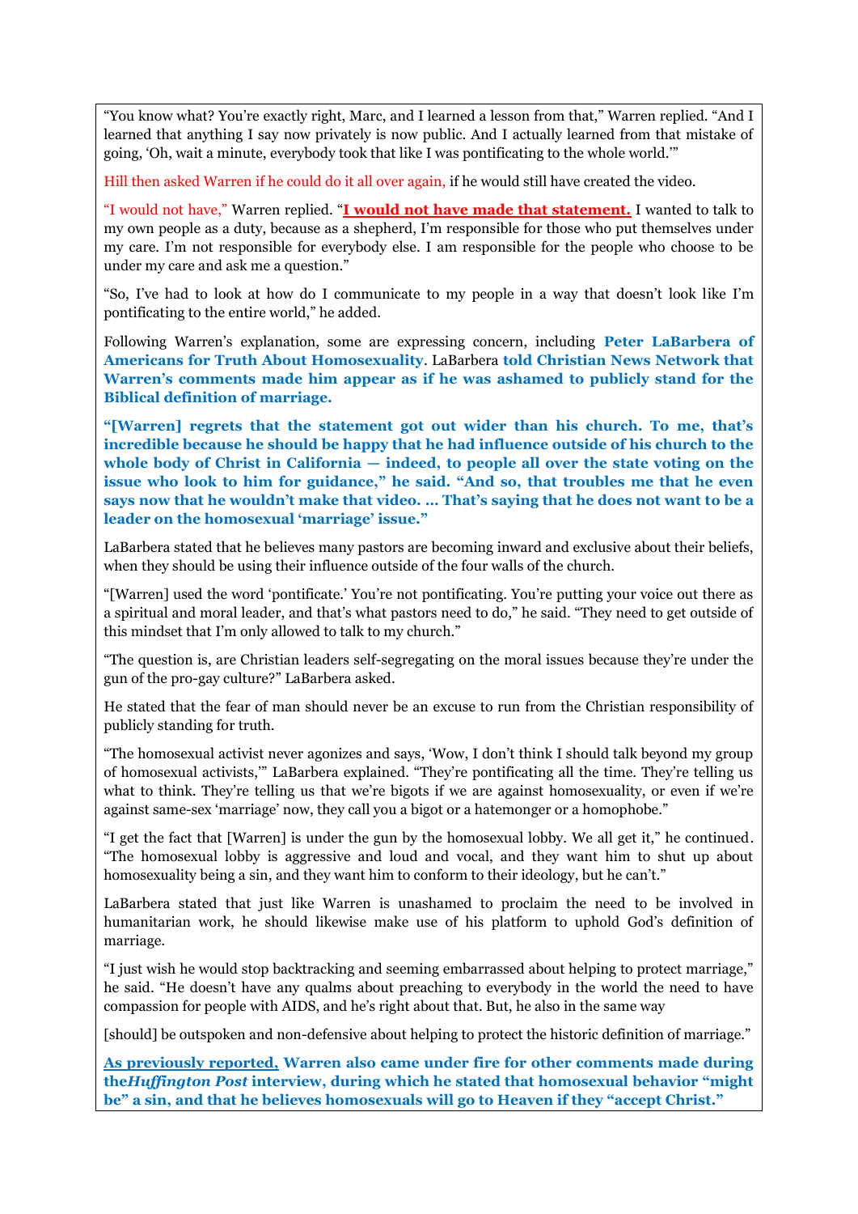"You know what? You're exactly right, Marc, and I learned a lesson from that," Warren replied. "And I learned that anything I say now privately is now public. And I actually learned from that mistake of going, 'Oh, wait a minute, everybody took that like I was pontificating to the whole world.'"

Hill then asked Warren if he could do it all over again, if he would still have created the video.

"I would not have," Warren replied. "**I would not have made that statement.** I wanted to talk to my own people as a duty, because as a shepherd, I'm responsible for those who put themselves under my care. I'm not responsible for everybody else. I am responsible for the people who choose to be under my care and ask me a question."

"So, I've had to look at how do I communicate to my people in a way that doesn't look like I'm pontificating to the entire world," he added.

Following Warren's explanation, some are expressing concern, including **Peter LaBarbera of Americans for Truth About Homosexuality**. LaBarbera **told Christian News Network that Warren's comments made him appear as if he was ashamed to publicly stand for the Biblical definition of marriage.**

**"[Warren] regrets that the statement got out wider than his church. To me, that's incredible because he should be happy that he had influence outside of his church to the whole body of Christ in California — indeed, to people all over the state voting on the issue who look to him for guidance," he said. "And so, that troubles me that he even says now that he wouldn't make that video. … That's saying that he does not want to be a leader on the homosexual 'marriage' issue."**

LaBarbera stated that he believes many pastors are becoming inward and exclusive about their beliefs, when they should be using their influence outside of the four walls of the church.

"[Warren] used the word 'pontificate.' You're not pontificating. You're putting your voice out there as a spiritual and moral leader, and that's what pastors need to do," he said. "They need to get outside of this mindset that I'm only allowed to talk to my church."

"The question is, are Christian leaders self-segregating on the moral issues because they're under the gun of the pro-gay culture?" LaBarbera asked.

He stated that the fear of man should never be an excuse to run from the Christian responsibility of publicly standing for truth.

"The homosexual activist never agonizes and says, 'Wow, I don't think I should talk beyond my group of homosexual activists,'" LaBarbera explained. "They're pontificating all the time. They're telling us what to think. They're telling us that we're bigots if we are against homosexuality, or even if we're against same-sex 'marriage' now, they call you a bigot or a hatemonger or a homophobe."

"I get the fact that [Warren] is under the gun by the homosexual lobby. We all get it," he continued. "The homosexual lobby is aggressive and loud and vocal, and they want him to shut up about homosexuality being a sin, and they want him to conform to their ideology, but he can't."

LaBarbera stated that just like Warren is unashamed to proclaim the need to be involved in humanitarian work, he should likewise make use of his platform to uphold God's definition of marriage.

"I just wish he would stop backtracking and seeming embarrassed about helping to protect marriage," he said. "He doesn't have any qualms about preaching to everybody in the world the need to have compassion for people with AIDS, and he's right about that. But, he also in the same way

[should] be outspoken and non-defensive about helping to protect the historic definition of marriage."

**As previously reported, Warren also came under fire for other comments made during the*Huffington Post* interview, during which he stated that homosexual behavior "might be" a sin, and that he believes homosexuals will go to Heaven if they "accept Christ."**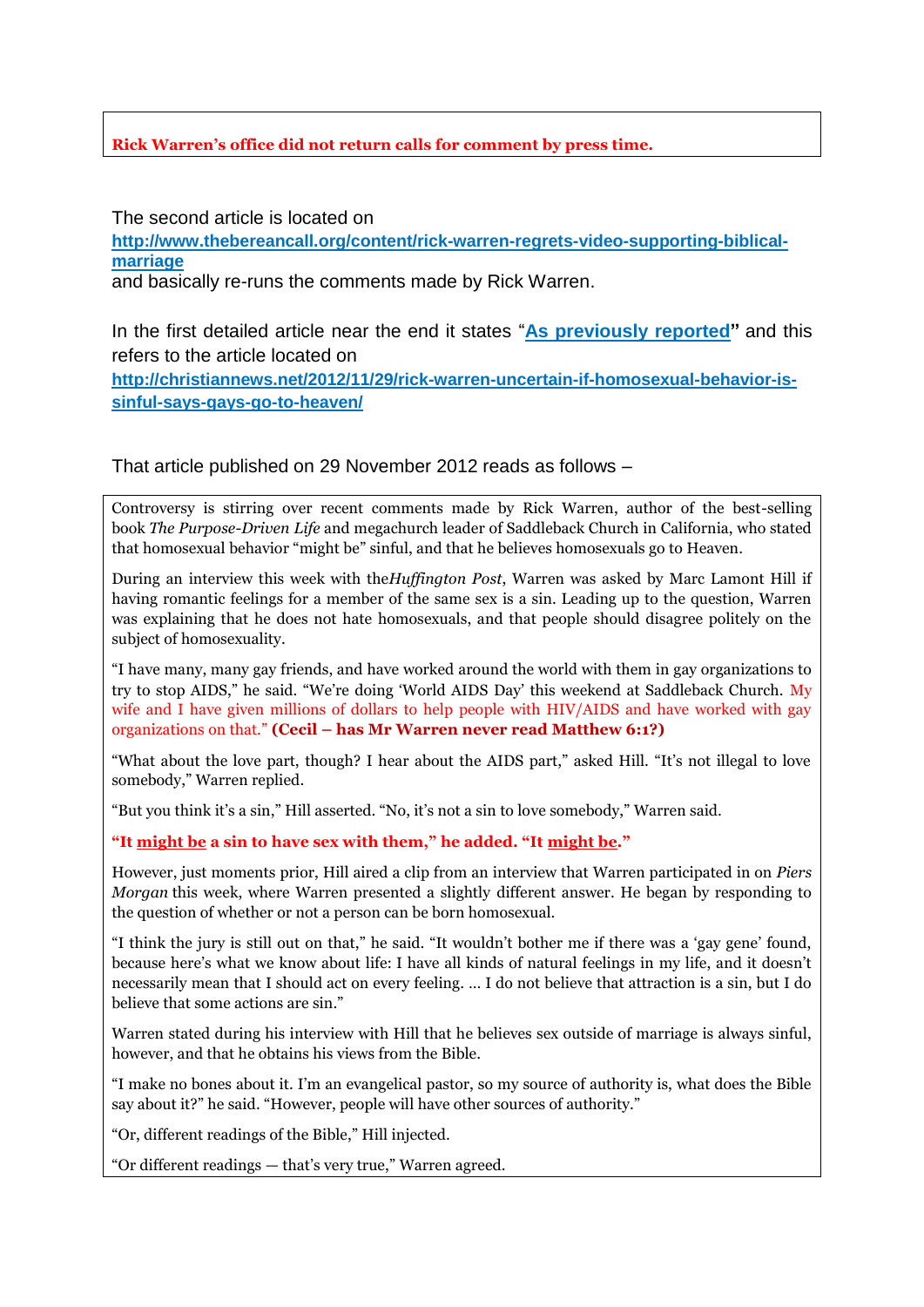**Rick Warren's office did not return calls for comment by press time.**

The second article is located on **http://www.thebereancall.org/content/rick-warren-regrets-video-supporting-biblical-marriage** and basically re-runs the comments made by Rick Warren.

In the first detailed article near the end it states "**As previously reported**" and this refers to the article located on **http://christiannews.net/2012/11/29/rick-warren-uncertain-if-homosexual-behavior-is-sinful-says-gays-go-to-heaven/**

That article published on 29 November 2012 reads as follows –

> Controversy is stirring over recent comments made by Rick Warren, author of the best-selling book *The Purpose-Driven Life* and megachurch leader of Saddleback Church in California, who stated that homosexual behavior "might be" sinful, and that he believes homosexuals go to Heaven.
>
> During an interview this week with the*Huffington Post*, Warren was asked by Marc Lamont Hill if having romantic feelings for a member of the same sex is a sin. Leading up to the question, Warren was explaining that he does not hate homosexuals, and that people should disagree politely on the subject of homosexuality.
>
> "I have many, many gay friends, and have worked around the world with them in gay organizations to try to stop AIDS," he said. "We're doing 'World AIDS Day' this weekend at Saddleback Church. My wife and I have given millions of dollars to help people with HIV/AIDS and have worked with gay organizations on that." **(Cecil – has Mr Warren never read Matthew 6:1?)**
>
> "What about the love part, though? I hear about the AIDS part," asked Hill. "It's not illegal to love somebody," Warren replied.
>
> "But you think it's a sin," Hill asserted. "No, it's not a sin to love somebody," Warren said.
>
> **"It might be a sin to have sex with them," he added. "It might be."**
>
> However, just moments prior, Hill aired a clip from an interview that Warren participated in on *Piers Morgan* this week, where Warren presented a slightly different answer. He began by responding to the question of whether or not a person can be born homosexual.
>
> "I think the jury is still out on that," he said. "It wouldn't bother me if there was a 'gay gene' found, because here's what we know about life: I have all kinds of natural feelings in my life, and it doesn't necessarily mean that I should act on every feeling. … I do not believe that attraction is a sin, but I do believe that some actions are sin."
>
> Warren stated during his interview with Hill that he believes sex outside of marriage is always sinful, however, and that he obtains his views from the Bible.
>
> "I make no bones about it. I'm an evangelical pastor, so my source of authority is, what does the Bible say about it?" he said. "However, people will have other sources of authority."
>
> "Or, different readings of the Bible," Hill injected.
>
> "Or different readings — that's very true," Warren agreed.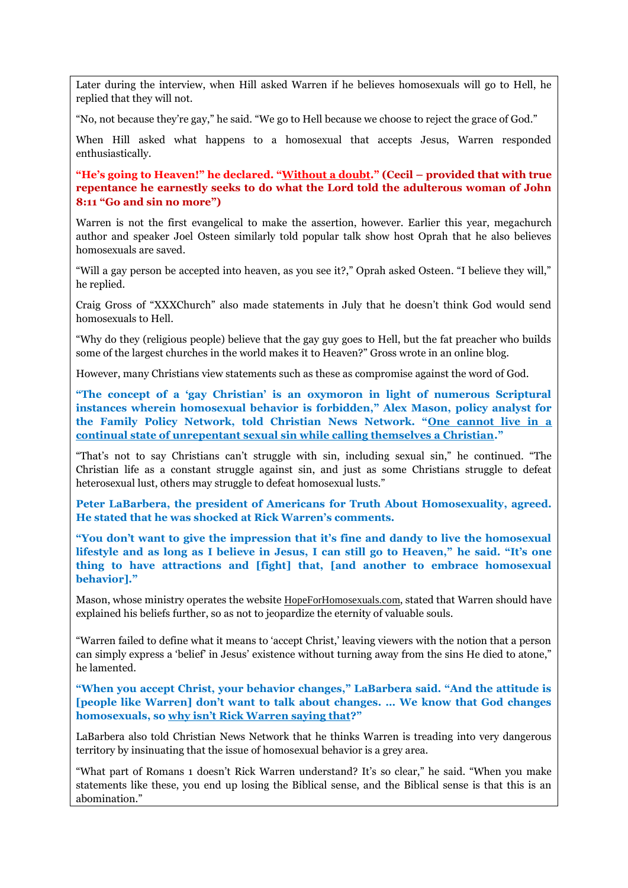Later during the interview, when Hill asked Warren if he believes homosexuals will go to Hell, he replied that they will not.

"No, not because they're gay," he said. "We go to Hell because we choose to reject the grace of God."

When Hill asked what happens to a homosexual that accepts Jesus, Warren responded enthusiastically.

**"He's going to Heaven!" he declared. "<u>Without a doubt</u>." (Cecil – provided that with true repentance he earnestly seeks to do what the Lord told the adulterous woman of John 8:11 "Go and sin no more")**

Warren is not the first evangelical to make the assertion, however. Earlier this year, megachurch author and speaker Joel Osteen similarly told popular talk show host Oprah that he also believes homosexuals are saved.

"Will a gay person be accepted into heaven, as you see it?," Oprah asked Osteen. "I believe they will," he replied.

Craig Gross of "XXXChurch" also made statements in July that he doesn't think God would send homosexuals to Hell.

"Why do they (religious people) believe that the gay guy goes to Hell, but the fat preacher who builds some of the largest churches in the world makes it to Heaven?" Gross wrote in an online blog.

However, many Christians view statements such as these as compromise against the word of God.

**"The concept of a 'gay Christian' is an oxymoron in light of numerous Scriptural instances wherein homosexual behavior is forbidden," Alex Mason, policy analyst for the Family Policy Network, told Christian News Network. "<u>One cannot live in a continual state of unrepentant sexual sin while calling themselves a Christian</u>."**

"That's not to say Christians can't struggle with sin, including sexual sin," he continued. "The Christian life as a constant struggle against sin, and just as some Christians struggle to defeat heterosexual lust, others may struggle to defeat homosexual lusts."

**Peter LaBarbera, the president of Americans for Truth About Homosexuality, agreed. He stated that he was shocked at Rick Warren's comments.**

**"You don't want to give the impression that it's fine and dandy to live the homosexual lifestyle and as long as I believe in Jesus, I can still go to Heaven," he said. "It's one thing to have attractions and [fight] that, [and another to embrace homosexual behavior]."**

Mason, whose ministry operates the website <u>HopeForHomosexuals.com</u>, stated that Warren should have explained his beliefs further, so as not to jeopardize the eternity of valuable souls.

"Warren failed to define what it means to 'accept Christ,' leaving viewers with the notion that a person can simply express a 'belief' in Jesus' existence without turning away from the sins He died to atone," he lamented.

**"When you accept Christ, your behavior changes," LaBarbera said. "And the attitude is [people like Warren] don't want to talk about changes. … We know that God changes homosexuals, so <u>why isn't Rick Warren saying that</u>?"**

LaBarbera also told Christian News Network that he thinks Warren is treading into very dangerous territory by insinuating that the issue of homosexual behavior is a grey area.

"What part of Romans 1 doesn't Rick Warren understand? It's so clear," he said. "When you make statements like these, you end up losing the Biblical sense, and the Biblical sense is that this is an abomination."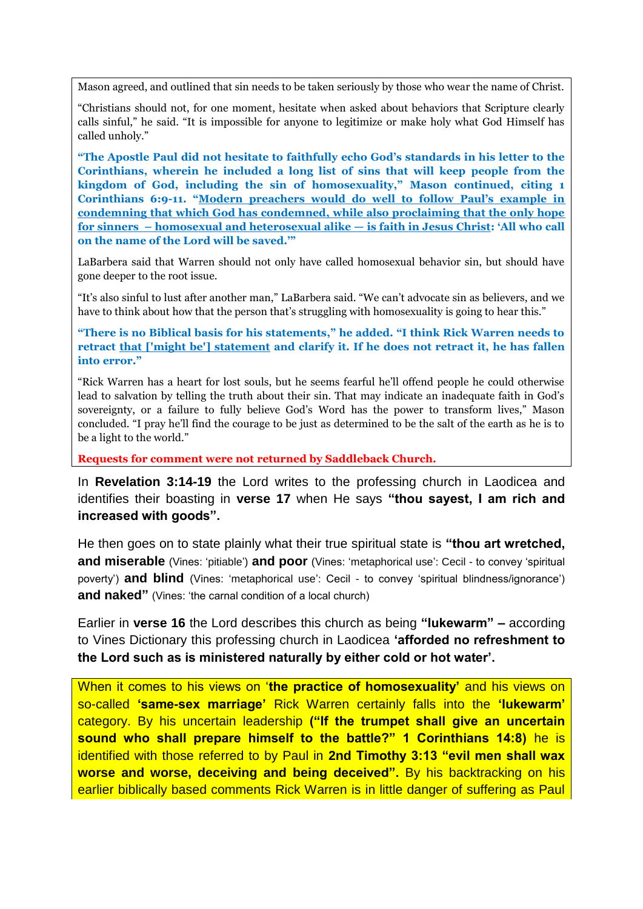Mason agreed, and outlined that sin needs to be taken seriously by those who wear the name of Christ.

“Christians should not, for one moment, hesitate when asked about behaviors that Scripture clearly calls sinful,” he said. “It is impossible for anyone to legitimize or make holy what God Himself has called unholy.”

**“The Apostle Paul did not hesitate to faithfully echo God’s standards in his letter to the Corinthians, wherein he included a long list of sins that will keep people from the kingdom of God, including the sin of homosexuality,” Mason continued, citing 1 Corinthians 6:9-11. “<u>Modern preachers would do well to follow Paul’s example in condemning that which God has condemned, while also proclaiming that the only hope for sinners – homosexual and heterosexual alike — is faith in Jesus Christ</u>: ‘All who call on the name of the Lord will be saved.’”**

LaBarbera said that Warren should not only have called homosexual behavior sin, but should have gone deeper to the root issue.

“It’s also sinful to lust after another man,” LaBarbera said. “We can’t advocate sin as believers, and we have to think about how that the person that’s struggling with homosexuality is going to hear this.”

**“There is no Biblical basis for his statements,” he added. “I think Rick Warren needs to retract <u>that ['might be'] statement</u> and clarify it. If he does not retract it, he has fallen into error.”**

“Rick Warren has a heart for lost souls, but he seems fearful he’ll offend people he could otherwise lead to salvation by telling the truth about their sin. That may indicate an inadequate faith in God’s sovereignty, or a failure to fully believe God’s Word has the power to transform lives,” Mason concluded. “I pray he’ll find the courage to be just as determined to be the salt of the earth as he is to be a light to the world.”

**Requests for comment were not returned by Saddleback Church.**

In **Revelation 3:14-19** the Lord writes to the professing church in Laodicea and identifies their boasting in **verse 17** when He says **“thou sayest, I am rich and increased with goods”.**

He then goes on to state plainly what their true spiritual state is **“thou art wretched, and miserable** (Vines: ‘pitiable’) **and poor** (Vines: ‘metaphorical use’: Cecil - to convey ‘spiritual poverty’) **and blind** (Vines: ‘metaphorical use’: Cecil - to convey ‘spiritual blindness/ignorance’) **and naked”** (Vines: ‘the carnal condition of a local church)

Earlier in **verse 16** the Lord describes this church as being **“lukewarm” –** according to Vines Dictionary this professing church in Laodicea **‘afforded no refreshment to the Lord such as is ministered naturally by either cold or hot water’.**

When it comes to his views on ‘**the practice of homosexuality’** and his views on so-called **‘same-sex marriage’** Rick Warren certainly falls into the **‘lukewarm’** category. By his uncertain leadership **(“If the trumpet shall give an uncertain sound who shall prepare himself to the battle?” 1 Corinthians 14:8)** he is identified with those referred to by Paul in **2nd Timothy 3:13 “evil men shall wax worse and worse, deceiving and being deceived”.** By his backtracking on his earlier biblically based comments Rick Warren is in little danger of suffering as Paul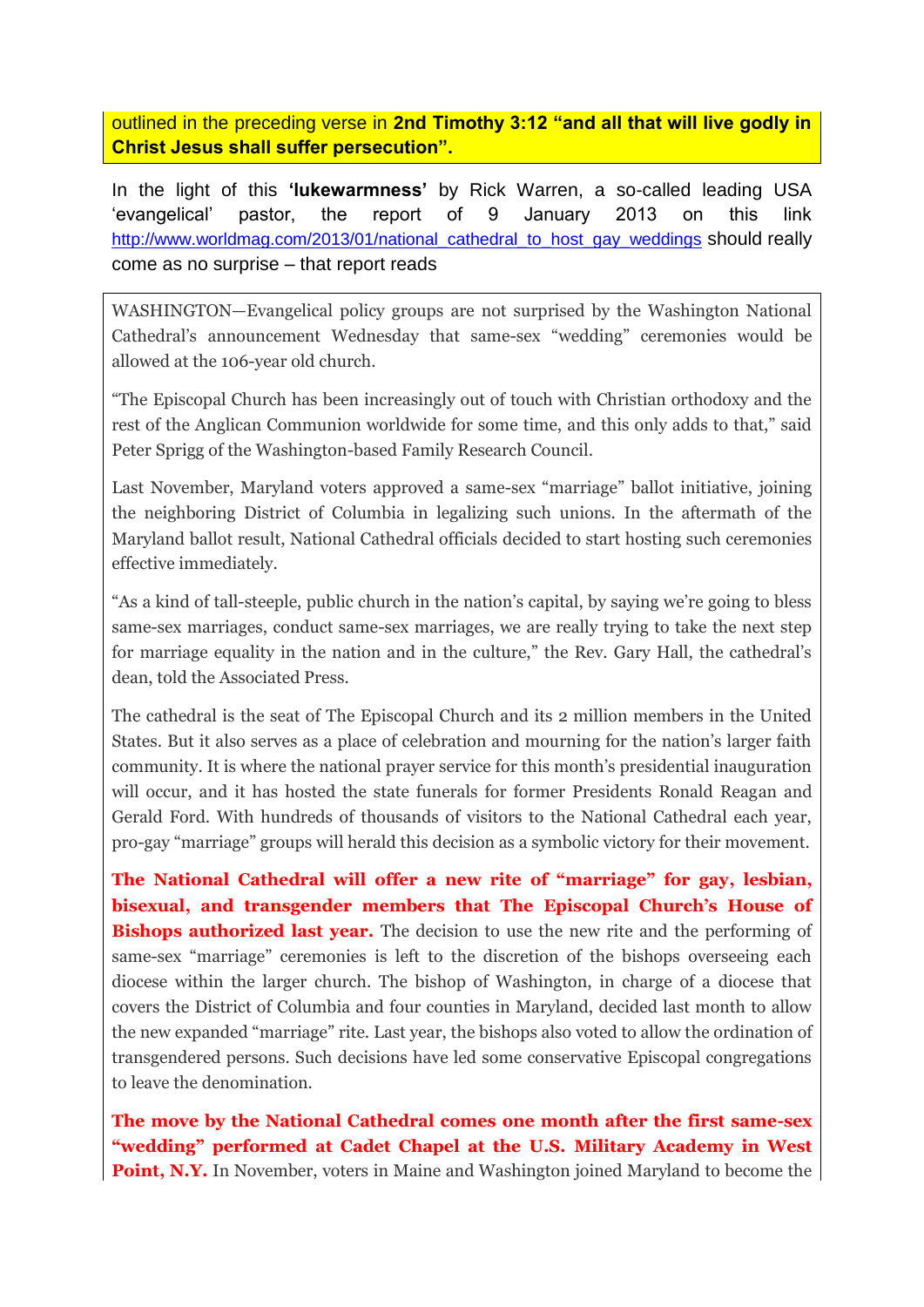outlined in the preceding verse in **2nd Timothy 3:12 "and all that will live godly in Christ Jesus shall suffer persecution".**

In the light of this **'lukewarmness'** by Rick Warren, a so-called leading USA 'evangelical' pastor, the report of 9 January 2013 on this link http://www.worldmag.com/2013/01/national_cathedral_to_host_gay_weddings should really come as no surprise – that report reads

> WASHINGTON—Evangelical policy groups are not surprised by the Washington National Cathedral's announcement Wednesday that same-sex "wedding" ceremonies would be allowed at the 106-year old church.
>
> "The Episcopal Church has been increasingly out of touch with Christian orthodoxy and the rest of the Anglican Communion worldwide for some time, and this only adds to that," said Peter Sprigg of the Washington-based Family Research Council.
>
> Last November, Maryland voters approved a same-sex "marriage" ballot initiative, joining the neighboring District of Columbia in legalizing such unions. In the aftermath of the Maryland ballot result, National Cathedral officials decided to start hosting such ceremonies effective immediately.
>
> "As a kind of tall-steeple, public church in the nation's capital, by saying we're going to bless same-sex marriages, conduct same-sex marriages, we are really trying to take the next step for marriage equality in the nation and in the culture," the Rev. Gary Hall, the cathedral's dean, told the Associated Press.
>
> The cathedral is the seat of The Episcopal Church and its 2 million members in the United States. But it also serves as a place of celebration and mourning for the nation's larger faith community. It is where the national prayer service for this month's presidential inauguration will occur, and it has hosted the state funerals for former Presidents Ronald Reagan and Gerald Ford. With hundreds of thousands of visitors to the National Cathedral each year, pro-gay "marriage" groups will herald this decision as a symbolic victory for their movement.
>
> **The National Cathedral will offer a new rite of "marriage" for gay, lesbian, bisexual, and transgender members that The Episcopal Church's House of Bishops authorized last year.** The decision to use the new rite and the performing of same-sex "marriage" ceremonies is left to the discretion of the bishops overseeing each diocese within the larger church. The bishop of Washington, in charge of a diocese that covers the District of Columbia and four counties in Maryland, decided last month to allow the new expanded "marriage" rite. Last year, the bishops also voted to allow the ordination of transgendered persons. Such decisions have led some conservative Episcopal congregations to leave the denomination.
>
> **The move by the National Cathedral comes one month after the first same-sex "wedding" performed at Cadet Chapel at the U.S. Military Academy in West Point, N.Y.** In November, voters in Maine and Washington joined Maryland to become the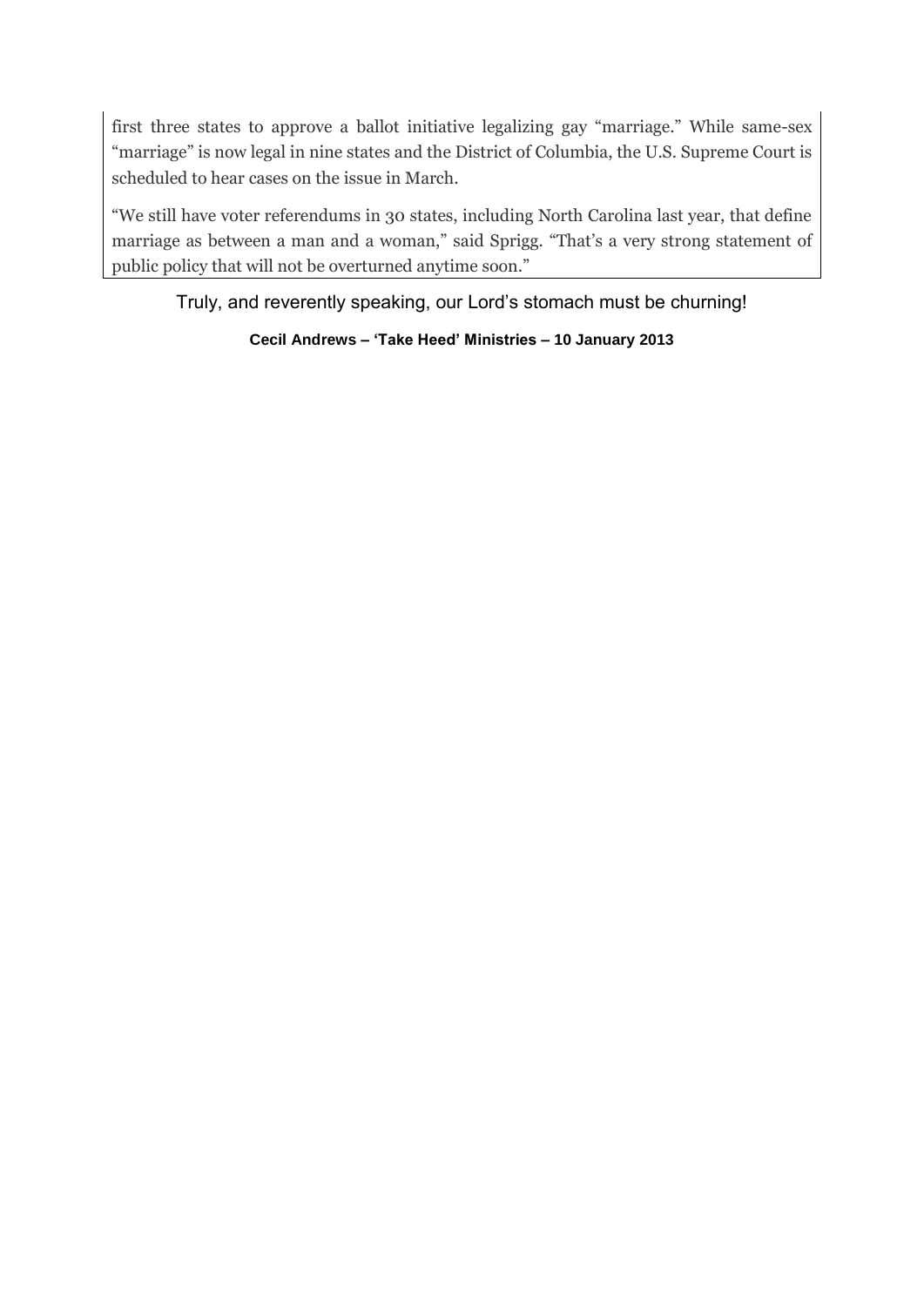first three states to approve a ballot initiative legalizing gay "marriage." While same-sex "marriage" is now legal in nine states and the District of Columbia, the U.S. Supreme Court is scheduled to hear cases on the issue in March.

"We still have voter referendums in 30 states, including North Carolina last year, that define marriage as between a man and a woman," said Sprigg. "That's a very strong statement of public policy that will not be overturned anytime soon."

Truly, and reverently speaking, our Lord's stomach must be churning!

**Cecil Andrews – 'Take Heed' Ministries – 10 January 2013**